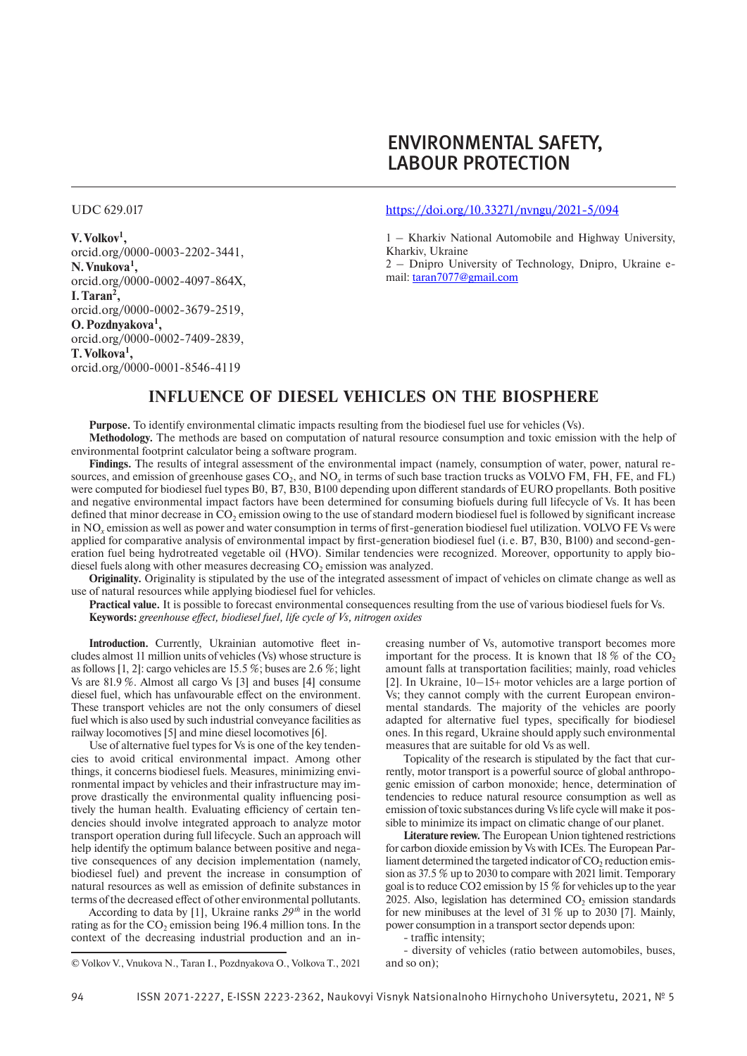# ENVIRONMENTAL SAFETY, LABOUR PROTECTION

UDC 629.017

https://doi.org/10.33271/nvngu/2021-5/094

**V. Volkov[1]**,
orcid.org/0000-0003-2202-3441,
**N. Vnukova[1]**,
orcid.org/0000-0002-4097-864X,
**I. Taran[2]**,
orcid.org/0000-0002-3679-2519,
**O. Pozdnyakova[1]**,
orcid.org/0000-0002-7409-2839,
**T. Volkova[1]**,
orcid.org/0000-0001-8546-4119

1 – Kharkiv National Automobile and Highway University, Kharkiv, Ukraine
2 – Dnipro University of Technology, Dnipro, Ukraine e-mail: taran7077@gmail.com

## INFLUENCE OF DIESEL VEHICLES ON THE BIOSPHERE

**Purpose.** To identify environmental climatic impacts resulting from the biodiesel fuel use for vehicles (Vs).

**Methodology.** The methods are based on computation of natural resource consumption and toxic emission with the help of environmental footprint calculator being a software program.

**Findings.** The results of integral assessment of the environmental impact (namely, consumption of water, power, natural resources, and emission of greenhouse gases $CO_2$, and $NO_x$ in terms of such base traction trucks as VOLVO FM, FH, FE, and FL) were computed for biodiesel fuel types B0, B7, B30, B100 depending upon different standards of EURO propellants. Both positive and negative environmental impact factors have been determined for consuming biofuels during full lifecycle of Vs. It has been defined that minor decrease in $CO_2$ emission owing to the use of standard modern biodiesel fuel is followed by significant increase in $NO_x$ emission as well as power and water consumption in terms of first-generation biodiesel fuel utilization. VOLVO FE Vs were applied for comparative analysis of environmental impact by first-generation biodiesel fuel (i. e. B7, B30, B100) and second-generation fuel being hydrotreated vegetable oil (HVO). Similar tendencies were recognized. Moreover, opportunity to apply biodiesel fuels along with other measures decreasing $CO_2$ emission was analyzed.

**Originality.** Originality is stipulated by the use of the integrated assessment of impact of vehicles on climate change as well as use of natural resources while applying biodiesel fuel for vehicles.

**Practical value.** It is possible to forecast environmental consequences resulting from the use of various biodiesel fuels for Vs.

**Keywords:** *greenhouse effect, biodiesel fuel, life cycle of Vs, nitrogen oxides*

**Introduction.** Currently, Ukrainian automotive fleet includes almost 11 million units of vehicles (Vs) whose structure is as follows [1, 2]: cargo vehicles are 15.5 %; buses are 2.6 %; light Vs are 81.9 %. Almost all cargo Vs [3] and buses [4] consume diesel fuel, which has unfavourable effect on the environment. These transport vehicles are not the only consumers of diesel fuel which is also used by such industrial conveyance facilities as railway locomotives [5] and mine diesel locomotives [6].

Use of alternative fuel types for Vs is one of the key tendencies to avoid critical environmental impact. Among other things, it concerns biodiesel fuels. Measures, minimizing environmental impact by vehicles and their infrastructure may improve drastically the environmental quality influencing positively the human health. Evaluating efficiency of certain tendencies should involve integrated approach to analyze motor transport operation during full lifecycle. Such an approach will help identify the optimum balance between positive and negative consequences of any decision implementation (namely, biodiesel fuel) and prevent the increase in consumption of natural resources as well as emission of definite substances in terms of the decreased effect of other environmental pollutants.

According to data by [1], Ukraine ranks *29th* in the world rating as for the $CO_2$ emission being 196.4 million tons. In the context of the decreasing industrial production and an increasing number of Vs, automotive transport becomes more important for the process. It is known that 18 % of the $CO_2$ amount falls at transportation facilities; mainly, road vehicles [2]. In Ukraine, 10–15+ motor vehicles are a large portion of Vs; they cannot comply with the current European environmental standards. The majority of the vehicles are poorly adapted for alternative fuel types, specifically for biodiesel ones. In this regard, Ukraine should apply such environmental measures that are suitable for old Vs as well.

Topicality of the research is stipulated by the fact that currently, motor transport is a powerful source of global anthropogenic emission of carbon monoxide; hence, determination of tendencies to reduce natural resource consumption as well as emission of toxic substances during Vs life cycle will make it possible to minimize its impact on climatic change of our planet.

**Literature review.** The European Union tightened restrictions for carbon dioxide emission by Vs with ICEs. The European Parliament determined the targeted indicator of $CO_2$ reduction emission as 37.5 % up to 2030 to compare with 2021 limit. Temporary goal is to reduce CO2 emission by 15 % for vehicles up to the year 2025. Also, legislation has determined $CO_2$ emission standards for new minibuses at the level of 31 % up to 2030 [7]. Mainly, power consumption in a transport sector depends upon:

- traffic intensity;
- diversity of vehicles (ratio between automobiles, buses, and so on);

© Volkov V., Vnukova N., Taran I., Pozdnyakova O., Volkova T., 2021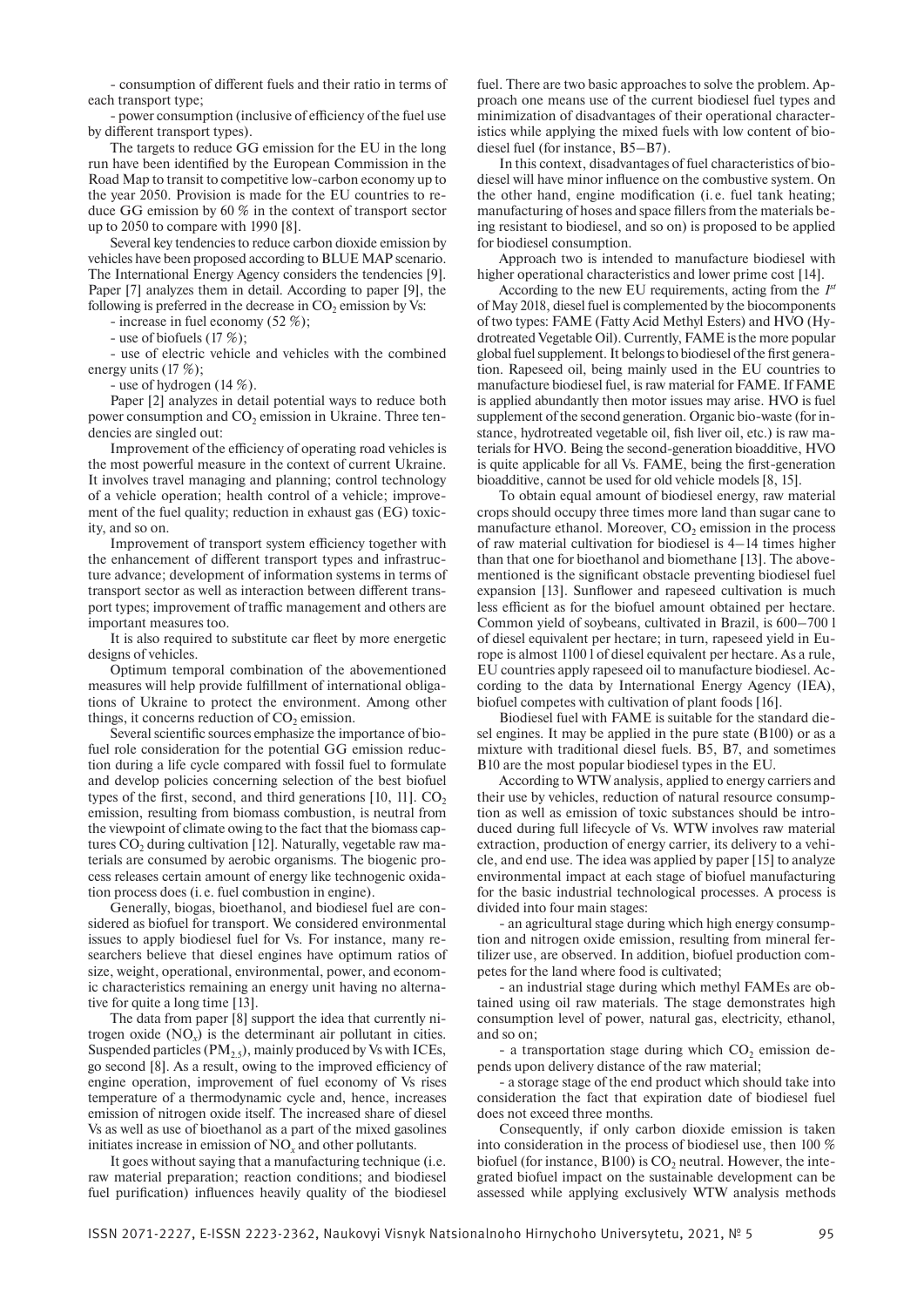- consumption of different fuels and their ratio in terms of each transport type;

- power consumption (inclusive of efficiency of the fuel use by different transport types).

The targets to reduce GG emission for the EU in the long run have been identified by the European Commission in the Road Map to transit to competitive low-carbon economy up to the year 2050. Provision is made for the EU countries to reduce GG emission by 60 % in the context of transport sector up to 2050 to compare with 1990 [8].

Several key tendencies to reduce carbon dioxide emission by vehicles have been proposed according to BLUE MAP scenario. The International Energy Agency considers the tendencies [9]. Paper [7] analyzes them in detail. According to paper [9], the following is preferred in the decrease in $CO_2$ emission by Vs:

- increase in fuel economy (52 %);
- use of biofuels (17 %);
- use of electric vehicle and vehicles with the combined energy units (17 %);
- use of hydrogen (14 %).

Paper [2] analyzes in detail potential ways to reduce both power consumption and $CO_2$ emission in Ukraine. Three tendencies are singled out:

Improvement of the efficiency of operating road vehicles is the most powerful measure in the context of current Ukraine. It involves travel managing and planning; control technology of a vehicle operation; health control of a vehicle; improvement of the fuel quality; reduction in exhaust gas (EG) toxicity, and so on.

Improvement of transport system efficiency together with the enhancement of different transport types and infrastructure advance; development of information systems in terms of transport sector as well as interaction between different transport types; improvement of traffic management and others are important measures too.

It is also required to substitute car fleet by more energetic designs of vehicles.

Optimum temporal combination of the abovementioned measures will help provide fulfillment of international obligations of Ukraine to protect the environment. Among other things, it concerns reduction of $CO_2$ emission.

Several scientific sources emphasize the importance of biofuel role consideration for the potential GG emission reduction during a life cycle compared with fossil fuel to formulate and develop policies concerning selection of the best biofuel types of the first, second, and third generations [10, 11]. $CO_2$ emission, resulting from biomass combustion, is neutral from the viewpoint of climate owing to the fact that the biomass captures $CO_2$ during cultivation [12]. Naturally, vegetable raw materials are consumed by aerobic organisms. The biogenic process releases certain amount of energy like technogenic oxidation process does (i. e. fuel combustion in engine).

Generally, biogas, bioethanol, and biodiesel fuel are considered as biofuel for transport. We considered environmental issues to apply biodiesel fuel for Vs. For instance, many researchers believe that diesel engines have optimum ratios of size, weight, operational, environmental, power, and economic characteristics remaining an energy unit having no alternative for quite a long time [13].

The data from paper [8] support the idea that currently nitrogen oxide ($NO_x$) is the determinant air pollutant in cities. Suspended particles ($PM_{2.5}$), mainly produced by Vs with ICEs, go second [8]. As a result, owing to the improved efficiency of engine operation, improvement of fuel economy of Vs rises temperature of a thermodynamic cycle and, hence, increases emission of nitrogen oxide itself. The increased share of diesel Vs as well as use of bioethanol as a part of the mixed gasolines initiates increase in emission of $NO_x$ and other pollutants.

It goes without saying that a manufacturing technique (i.e. raw material preparation; reaction conditions; and biodiesel fuel purification) influences heavily quality of the biodiesel fuel. There are two basic approaches to solve the problem. Approach one means use of the current biodiesel fuel types and minimization of disadvantages of their operational characteristics while applying the mixed fuels with low content of biodiesel fuel (for instance, B5–B7).

In this context, disadvantages of fuel characteristics of biodiesel will have minor influence on the combustive system. On the other hand, engine modification (i. e. fuel tank heating; manufacturing of hoses and space fillers from the materials being resistant to biodiesel, and so on) is proposed to be applied for biodiesel consumption.

Approach two is intended to manufacture biodiesel with higher operational characteristics and lower prime cost [14].

According to the new EU requirements, acting from the *1st* of May 2018, diesel fuel is complemented by the biocomponents of two types: FAME (Fatty Acid Methyl Esters) and HVO (Hydrotreated Vegetable Oil). Currently, FAME is the more popular global fuel supplement. It belongs to biodiesel of the first generation. Rapeseed oil, being mainly used in the EU countries to manufacture biodiesel fuel, is raw material for FAME. If FAME is applied abundantly then motor issues may arise. HVO is fuel supplement of the second generation. Organic bio-waste (for instance, hydrotreated vegetable oil, fish liver oil, etc.) is raw materials for HVO. Being the second-generation bioadditive, HVO is quite applicable for all Vs. FAME, being the first-generation bioadditive, cannot be used for old vehicle models [8, 15].

To obtain equal amount of biodiesel energy, raw material crops should occupy three times more land than sugar cane to manufacture ethanol. Moreover, $CO_2$ emission in the process of raw material cultivation for biodiesel is 4–14 times higher than that one for bioethanol and biomethane [13]. The abovementioned is the significant obstacle preventing biodiesel fuel expansion [13]. Sunflower and rapeseed cultivation is much less efficient as for the biofuel amount obtained per hectare. Common yield of soybeans, cultivated in Brazil, is 600–700 l of diesel equivalent per hectare; in turn, rapeseed yield in Europe is almost 1100 l of diesel equivalent per hectare. As a rule, EU countries apply rapeseed oil to manufacture biodiesel. According to the data by International Energy Agency (IEA), biofuel competes with cultivation of plant foods [16].

Biodiesel fuel with FAME is suitable for the standard diesel engines. It may be applied in the pure state (B100) or as a mixture with traditional diesel fuels. B5, B7, and sometimes B10 are the most popular biodiesel types in the EU.

According to WTW analysis, applied to energy carriers and their use by vehicles, reduction of natural resource consumption as well as emission of toxic substances should be introduced during full lifecycle of Vs. WTW involves raw material extraction, production of energy carrier, its delivery to a vehicle, and end use. The idea was applied by paper [15] to analyze environmental impact at each stage of biofuel manufacturing for the basic industrial technological processes. A process is divided into four main stages:

- an agricultural stage during which high energy consumption and nitrogen oxide emission, resulting from mineral fertilizer use, are observed. In addition, biofuel production competes for the land where food is cultivated;
- an industrial stage during which methyl FAMEs are obtained using oil raw materials. The stage demonstrates high consumption level of power, natural gas, electricity, ethanol, and so on;
- a transportation stage during which $CO_2$ emission depends upon delivery distance of the raw material;
- a storage stage of the end product which should take into consideration the fact that expiration date of biodiesel fuel does not exceed three months.

Consequently, if only carbon dioxide emission is taken into consideration in the process of biodiesel use, then 100 % biofuel (for instance, B100) is $CO_2$ neutral. However, the integrated biofuel impact on the sustainable development can be assessed while applying exclusively WTW analysis methods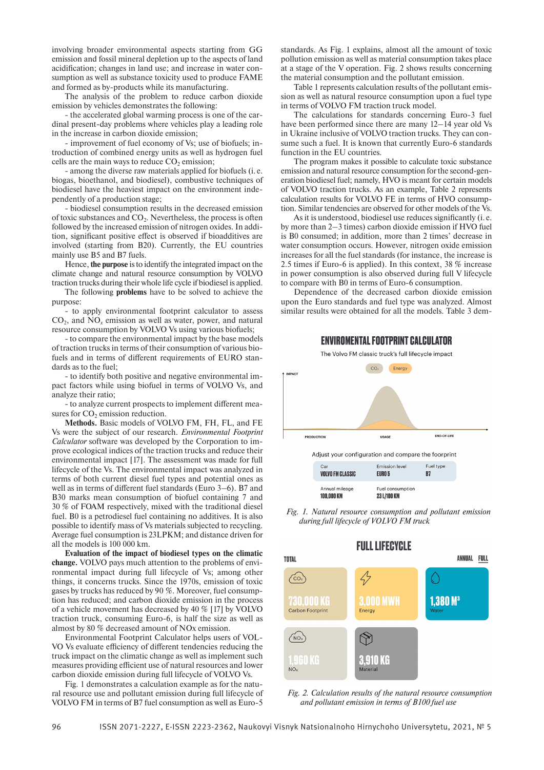involving broader environmental aspects starting from GG emission and fossil mineral depletion up to the aspects of land acidification; changes in land use; and increase in water consumption as well as substance toxicity used to produce FAME and formed as by-products while its manufacturing.

The analysis of the problem to reduce carbon dioxide emission by vehicles demonstrates the following:

- the accelerated global warming process is one of the cardinal present-day problems where vehicles play a leading role in the increase in carbon dioxide emission;
- improvement of fuel economy of Vs; use of biofuels; introduction of combined energy units as well as hydrogen fuel cells are the main ways to reduce $CO_2$ emission;
- among the diverse raw materials applied for biofuels (i. e. biogas, bioethanol, and biodiesel), combustive techniques of biodiesel have the heaviest impact on the environment independently of a production stage;
- biodiesel consumption results in the decreased emission of toxic substances and $CO_2$. Nevertheless, the process is often followed by the increased emission of nitrogen oxides. In addition, significant positive effect is observed if bioadditives are involved (starting from B20). Currently, the EU countries mainly use B5 and B7 fuels.

Hence, **the purpose** is to identify the integrated impact on the climate change and natural resource consumption by VOLVO traction trucks during their whole life cycle if biodiesel is applied.

The following **problems** have to be solved to achieve the purpose:

- to apply environmental footprint calculator to assess $CO_2$, and $NO_x$ emission as well as water, power, and natural resource consumption by VOLVO Vs using various biofuels;
- to compare the environmental impact by the base models of traction trucks in terms of their consumption of various biofuels and in terms of different requirements of EURO standards as to the fuel;
- to identify both positive and negative environmental impact factors while using biofuel in terms of VOLVO Vs, and analyze their ratio;
- to analyze current prospects to implement different measures for $CO_2$ emission reduction.

**Methods.** Basic models of VOLVO FM, FH, FL, and FE Vs were the subject of our research. *Environmental Footprint Calculator* software was developed by the Corporation to improve ecological indices of the traction trucks and reduce their environmental impact [17]. The assessment was made for full lifecycle of the Vs. The environmental impact was analyzed in terms of both current diesel fuel types and potential ones as well as in terms of different fuel standards (Euro 3–6). B7 and B30 marks mean consumption of biofuel containing 7 and 30 % of FOAM respectively, mixed with the traditional diesel fuel. B0 is a petrodiesel fuel containing no additives. It is also possible to identify mass of Vs materials subjected to recycling. Average fuel consumption is 23LPKM; and distance driven for all the models is 100 000 km.

**Evaluation of the impact of biodiesel types on the climatic change.** VOLVO pays much attention to the problems of environmental impact during full lifecycle of Vs; among other things, it concerns trucks. Since the 1970s, emission of toxic gases by trucks has reduced by 90 %. Moreover, fuel consumption has reduced; and carbon dioxide emission in the process of a vehicle movement has decreased by 40 % [17] by VOLVO traction truck, consuming Euro-6, is half the size as well as almost by 80 % decreased amount of NOx emission.

Environmental Footprint Calculator helps users of VOLVO Vs evaluate efficiency of different tendencies reducing the truck impact on the climatic change as well as implement such measures providing efficient use of natural resources and lower carbon dioxide emission during full lifecycle of VOLVO Vs.

Fig. 1 demonstrates a calculation example as for the natural resource use and pollutant emission during full lifecycle of VOLVO FM in terms of B7 fuel consumption as well as Euro-5 standards. As Fig. 1 explains, almost all the amount of toxic pollution emission as well as material consumption takes place at a stage of the V operation. Fig. 2 shows results concerning the material consumption and the pollutant emission.

Table 1 represents calculation results of the pollutant emission as well as natural resource consumption upon a fuel type in terms of VOLVO FM traction truck model.

The calculations for standards concerning Euro-3 fuel have been performed since there are many 12–14 year old Vs in Ukraine involving VOLVO traction trucks. They can consume such a fuel. It is known that currently Euro-6 standards function in the EU countries.

The program makes it possible to calculate toxic substance emission and natural resource consumption for the second-generation biodiesel fuel; namely, HVO is meant for certain models of VOLVO traction trucks. As an example, Table 2 represents calculation results for VOLVO FE in terms of HVO consumption. Similar tendencies are observed for other models of the Vs.

As it is understood, biodiesel use reduces significantly (i. e. by more than 2–3 times) carbon dioxide emission if HVO fuel is B0 consumed; in addition, more than 2 times' decrease in water consumption occurs. However, nitrogen oxide emission increases for all the fuel standards (for instance, the increase is 2.5 times if Euro-6 is applied). In this context, 38 % increase in power consumption is also observed during full V lifecycle to compare with B0 in terms of Euro-6 consumption.

Dependence of the decreased carbon dioxide emission upon the Euro standards and fuel type was analyzed. Almost similar results were obtained for all the models. Table 3 dem-

*Fig. 1. Natural resource consumption and pollutant emission during full lifecycle of VOLVO FM truck*

*Fig. 2. Calculation results of the natural resource consumption and pollutant emission in terms of B100 fuel use*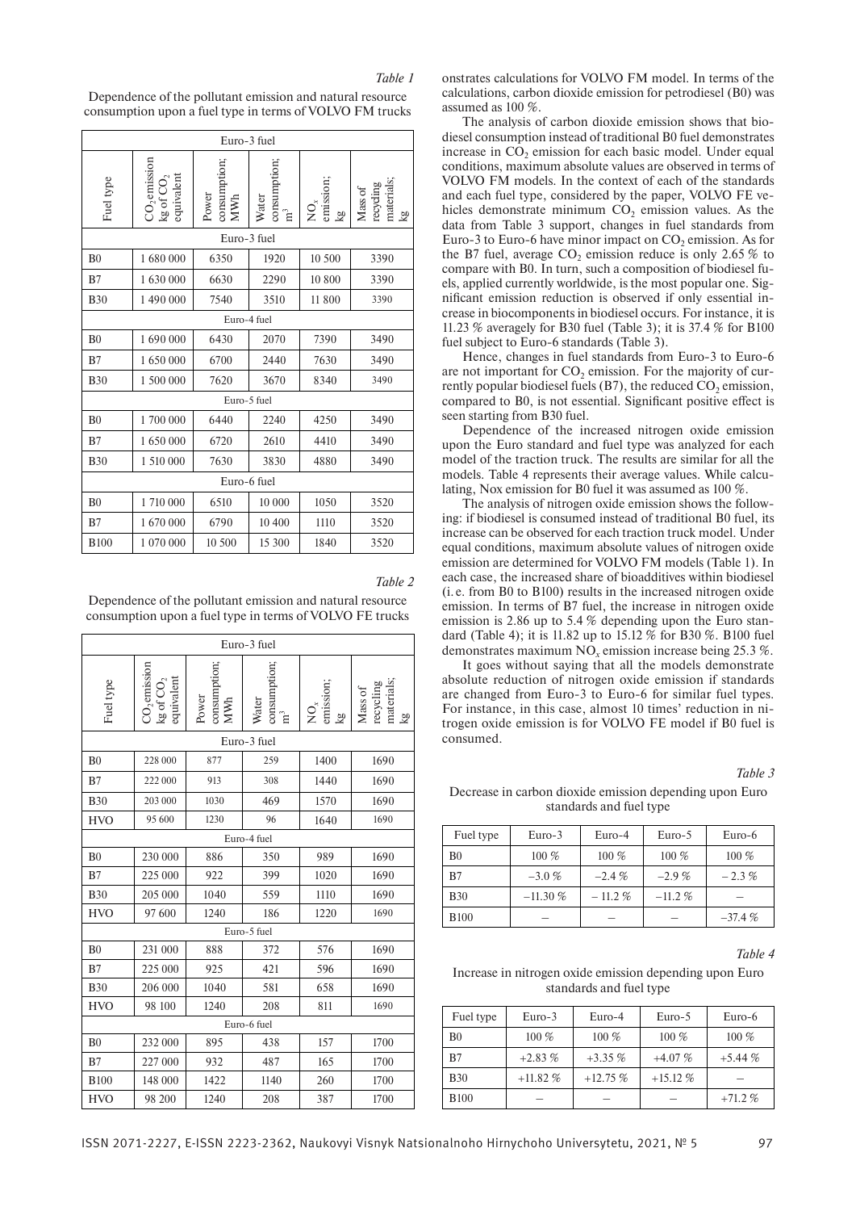*Table 1*

Dependence of the pollutant emission and natural resource consumption upon a fuel type in terms of VOLVO FM trucks

| Fuel type | $CO_2$ emission kg of $CO_2$ equivalent | Power consumption; MWh | Water consumption; $m^3$ | $NO_x$ emission; kg | Mass of recycling materials; kg |
|---|---|---|---|---|---|
| Euro-3 fuel | | | | | |
| B0 | 1 680 000 | 6350 | 1920 | 10 500 | 3390 |
| B7 | 1 630 000 | 6630 | 2290 | 10 800 | 3390 |
| B30 | 1 490 000 | 7540 | 3510 | 11 800 | 3390 |
| Euro-4 fuel | | | | | |
| B0 | 1 690 000 | 6430 | 2070 | 7390 | 3490 |
| B7 | 1 650 000 | 6700 | 2440 | 7630 | 3490 |
| B30 | 1 500 000 | 7620 | 3670 | 8340 | 3490 |
| Euro-5 fuel | | | | | |
| B0 | 1 700 000 | 6440 | 2240 | 4250 | 3490 |
| B7 | 1 650 000 | 6720 | 2610 | 4410 | 3490 |
| B30 | 1 510 000 | 7630 | 3830 | 4880 | 3490 |
| Euro-6 fuel | | | | | |
| B0 | 1 710 000 | 6510 | 10 000 | 1050 | 3520 |
| B7 | 1 670 000 | 6790 | 10 400 | 1110 | 3520 |
| B100 | 1 070 000 | 10 500 | 15 300 | 1840 | 3520 |

*Table 2*

Dependence of the pollutant emission and natural resource consumption upon a fuel type in terms of VOLVO FE trucks

| Fuel type | $CO_2$ emission kg of $CO_2$ equivalent | Power consumption; MWh | Water consumption; $m^3$ | $NO_x$ emission; kg | Mass of recycling materials; kg |
|---|---|---|---|---|---|
| Euro-3 fuel | | | | | |
| B0 | 228 000 | 877 | 259 | 1400 | 1690 |
| B7 | 222 000 | 913 | 308 | 1440 | 1690 |
| B30 | 203 000 | 1030 | 469 | 1570 | 1690 |
| HVO | 95 600 | 1230 | 96 | 1640 | 1690 |
| Euro-4 fuel | | | | | |
| B0 | 230 000 | 886 | 350 | 989 | 1690 |
| B7 | 225 000 | 922 | 399 | 1020 | 1690 |
| B30 | 205 000 | 1040 | 559 | 1110 | 1690 |
| HVO | 97 600 | 1240 | 186 | 1220 | 1690 |
| Euro-5 fuel | | | | | |
| B0 | 231 000 | 888 | 372 | 576 | 1690 |
| B7 | 225 000 | 925 | 421 | 596 | 1690 |
| B30 | 206 000 | 1040 | 581 | 658 | 1690 |
| HVO | 98 100 | 1240 | 208 | 811 | 1690 |
| Euro-6 fuel | | | | | |
| B0 | 232 000 | 895 | 438 | 157 | 1700 |
| B7 | 227 000 | 932 | 487 | 165 | 1700 |
| B100 | 148 000 | 1422 | 1140 | 260 | 1700 |
| HVO | 98 200 | 1240 | 208 | 387 | 1700 |

onstrates calculations for VOLVO FM model. In terms of the calculations, carbon dioxide emission for petrodiesel (B0) was assumed as 100 %.

The analysis of carbon dioxide emission shows that biodiesel consumption instead of traditional B0 fuel demonstrates increase in $CO_2$ emission for each basic model. Under equal conditions, maximum absolute values are observed in terms of VOLVO FM models. In the context of each of the standards and each fuel type, considered by the paper, VOLVO FE vehicles demonstrate minimum $CO_2$ emission values. As the data from Table 3 support, changes in fuel standards from Euro-3 to Euro-6 have minor impact on $CO_2$ emission. As for the B7 fuel, average $CO_2$ emission reduce is only 2.65 % to compare with B0. In turn, such a composition of biodiesel fuels, applied currently worldwide, is the most popular one. Significant emission reduction is observed if only essential increase in biocomponents in biodiesel occurs. For instance, it is 11.23 % averagely for B30 fuel (Table 3); it is 37.4 % for B100 fuel subject to Euro-6 standards (Table 3).

Hence, changes in fuel standards from Euro-3 to Euro-6 are not important for $CO_2$ emission. For the majority of currently popular biodiesel fuels (B7), the reduced $CO_2$ emission, compared to B0, is not essential. Significant positive effect is seen starting from B30 fuel.

Dependence of the increased nitrogen oxide emission upon the Euro standard and fuel type was analyzed for each model of the traction truck. The results are similar for all the models. Table 4 represents their average values. While calculating, Nox emission for B0 fuel it was assumed as 100 %.

The analysis of nitrogen oxide emission shows the following: if biodiesel is consumed instead of traditional B0 fuel, its increase can be observed for each traction truck model. Under equal conditions, maximum absolute values of nitrogen oxide emission are determined for VOLVO FM models (Table 1). In each case, the increased share of bioadditives within biodiesel (i. e. from B0 to B100) results in the increased nitrogen oxide emission. In terms of B7 fuel, the increase in nitrogen oxide emission is 2.86 up to 5.4 % depending upon the Euro standard (Table 4); it is 11.82 up to 15.12 % for B30 %. B100 fuel demonstrates maximum $NO_x$ emission increase being 25.3 %.

It goes without saying that all the models demonstrate absolute reduction of nitrogen oxide emission if standards are changed from Euro-3 to Euro-6 for similar fuel types. For instance, in this case, almost 10 times' reduction in nitrogen oxide emission is for VOLVO FE model if B0 fuel is consumed.

*Table 3*

Decrease in carbon dioxide emission depending upon Euro standards and fuel type

| Fuel type | Euro-3 | Euro-4 | Euro-5 | Euro-6 |
|---|---|---|---|---|
| B0 | 100 % | 100 % | 100 % | 100 % |
| B7 | –3.0 % | –2.4 % | –2.9 % | – 2.3 % |
| B30 | –11.30 % | – 11.2 % | –11.2 % | – |
| B100 | – | – | – | –37.4 % |

*Table 4*

Increase in nitrogen oxide emission depending upon Euro standards and fuel type

| Fuel type | Euro-3 | Euro-4 | Euro-5 | Euro-6 |
|---|---|---|---|---|
| B0 | 100 % | 100 % | 100 % | 100 % |
| B7 | +2.83 % | +3.35 % | +4.07 % | +5.44 % |
| B30 | +11.82 % | +12.75 % | +15.12 % | – |
| B100 | – | – | – | +71.2 % |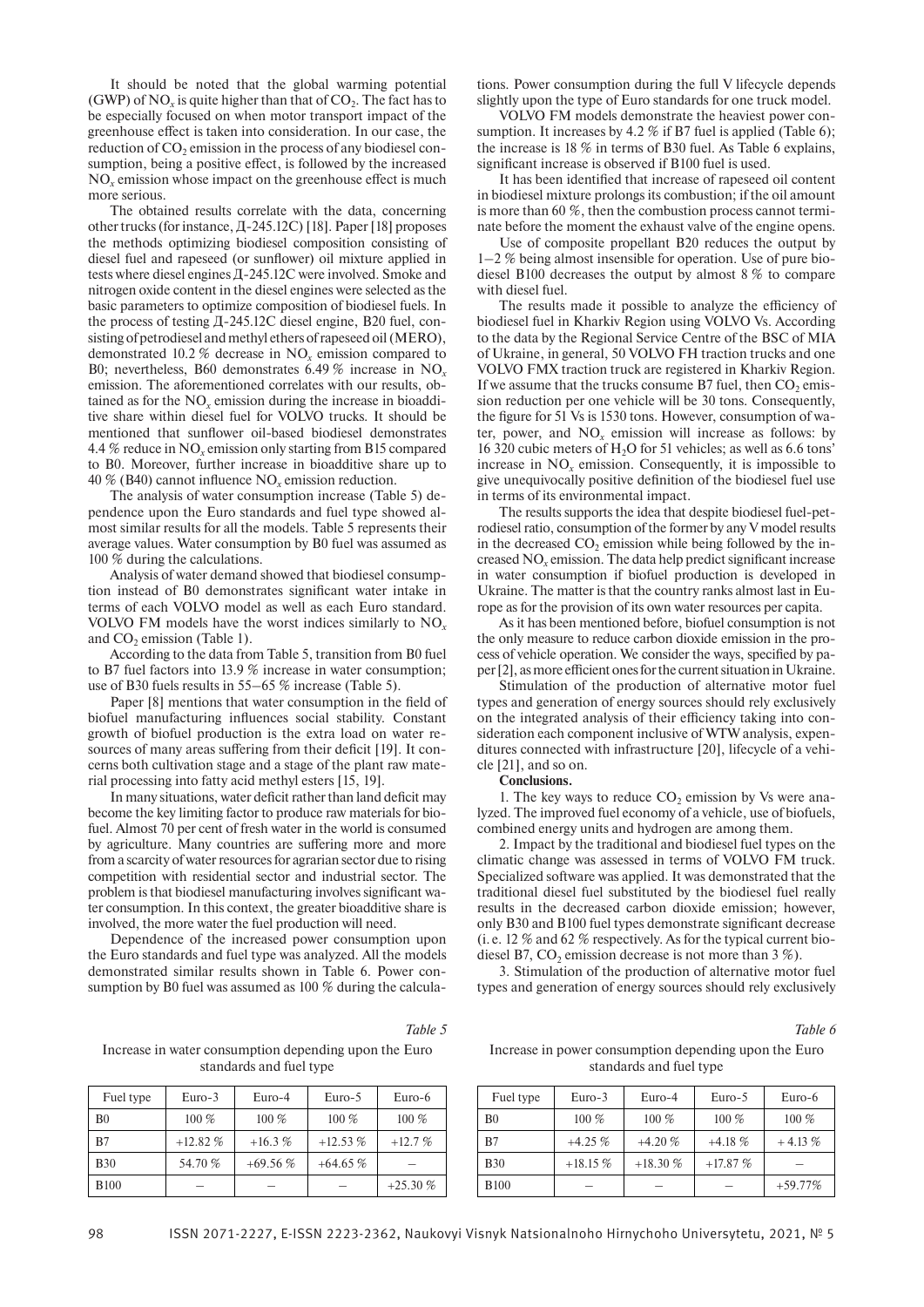It should be noted that the global warming potential (GWP) of $NO_x$ is quite higher than that of $CO_2$. The fact has to be especially focused on when motor transport impact of the greenhouse effect is taken into consideration. In our case, the reduction of $CO_2$ emission in the process of any biodiesel consumption, being a positive effect, is followed by the increased $NO_x$ emission whose impact on the greenhouse effect is much more serious.

The obtained results correlate with the data, concerning other trucks (for instance, Д-245.12С) [18]. Paper [18] proposes the methods optimizing biodiesel composition consisting of diesel fuel and rapeseed (or sunflower) oil mixture applied in tests where diesel engines Д-245.12С were involved. Smoke and nitrogen oxide content in the diesel engines were selected as the basic parameters to optimize composition of biodiesel fuels. In the process of testing Д-245.12С diesel engine, B20 fuel, consisting of petrodiesel and methyl ethers of rapeseed oil (MERO), demonstrated 10.2 % decrease in $NO_x$ emission compared to B0; nevertheless, B60 demonstrates 6.49 % increase in $NO_x$ emission. The aforementioned correlates with our results, obtained as for the $NO_x$ emission during the increase in bioadditive share within diesel fuel for VOLVO trucks. It should be mentioned that sunflower oil-based biodiesel demonstrates 4.4 % reduce in $NO_x$ emission only starting from B15 compared to B0. Moreover, further increase in bioadditive share up to 40 % (B40) cannot influence $NO_x$ emission reduction.

The analysis of water consumption increase (Table 5) dependence upon the Euro standards and fuel type showed almost similar results for all the models. Table 5 represents their average values. Water consumption by B0 fuel was assumed as 100 % during the calculations.

Analysis of water demand showed that biodiesel consumption instead of B0 demonstrates significant water intake in terms of each VOLVO model as well as each Euro standard. VOLVO FM models have the worst indices similarly to $NO_x$ and $CO_2$ emission (Table 1).

According to the data from Table 5, transition from B0 fuel to B7 fuel factors into 13.9 % increase in water consumption; use of B30 fuels results in 55–65 % increase (Table 5).

Paper [8] mentions that water consumption in the field of biofuel manufacturing influences social stability. Constant growth of biofuel production is the extra load on water resources of many areas suffering from their deficit [19]. It concerns both cultivation stage and a stage of the plant raw material processing into fatty acid methyl esters [15, 19].

In many situations, water deficit rather than land deficit may become the key limiting factor to produce raw materials for biofuel. Almost 70 per cent of fresh water in the world is consumed by agriculture. Many countries are suffering more and more from a scarcity of water resources for agrarian sector due to rising competition with residential sector and industrial sector. The problem is that biodiesel manufacturing involves significant water consumption. In this context, the greater bioadditive share is involved, the more water the fuel production will need.

Dependence of the increased power consumption upon the Euro standards and fuel type was analyzed. All the models demonstrated similar results shown in Table 6. Power consumption by B0 fuel was assumed as 100 % during the calculations. Power consumption during the full V lifecycle depends slightly upon the type of Euro standards for one truck model.

VOLVO FM models demonstrate the heaviest power consumption. It increases by 4.2 % if B7 fuel is applied (Table 6); the increase is 18 % in terms of B30 fuel. As Table 6 explains, significant increase is observed if B100 fuel is used.

It has been identified that increase of rapeseed oil content in biodiesel mixture prolongs its combustion; if the oil amount is more than 60 %, then the combustion process cannot terminate before the moment the exhaust valve of the engine opens.

Use of composite propellant B20 reduces the output by 1–2 % being almost insensible for operation. Use of pure biodiesel B100 decreases the output by almost 8 % to compare with diesel fuel.

The results made it possible to analyze the efficiency of biodiesel fuel in Kharkiv Region using VOLVO Vs. According to the data by the Regional Service Centre of the BSC of MIA of Ukraine, in general, 50 VOLVO FH traction trucks and one VOLVO FMX traction truck are registered in Kharkiv Region. If we assume that the trucks consume B7 fuel, then $CO_2$ emission reduction per one vehicle will be 30 tons. Consequently, the figure for 51 Vs is 1530 tons. However, consumption of water, power, and $NO_x$ emission will increase as follows: by 16 320 cubic meters of $H_2O$ for 51 vehicles; as well as 6.6 tons' increase in $NO_x$ emission. Consequently, it is impossible to give unequivocally positive definition of the biodiesel fuel use in terms of its environmental impact.

The results supports the idea that despite biodiesel fuel-petrodiesel ratio, consumption of the former by any V model results in the decreased $CO_2$ emission while being followed by the increased $NO_x$ emission. The data help predict significant increase in water consumption if biofuel production is developed in Ukraine. The matter is that the country ranks almost last in Europe as for the provision of its own water resources per capita.

As it has been mentioned before, biofuel consumption is not the only measure to reduce carbon dioxide emission in the process of vehicle operation. We consider the ways, specified by paper [2], as more efficient ones for the current situation in Ukraine.

Stimulation of the production of alternative motor fuel types and generation of energy sources should rely exclusively on the integrated analysis of their efficiency taking into consideration each component inclusive of WTW analysis, expenditures connected with infrastructure [20], lifecycle of a vehicle [21], and so on.

**Conclusions.**

1. The key ways to reduce $CO_2$ emission by Vs were analyzed. The improved fuel economy of a vehicle, use of biofuels, combined energy units and hydrogen are among them.

2. Impact by the traditional and biodiesel fuel types on the climatic change was assessed in terms of VOLVO FM truck. Specialized software was applied. It was demonstrated that the traditional diesel fuel substituted by the biodiesel fuel really results in the decreased carbon dioxide emission; however, only B30 and B100 fuel types demonstrate significant decrease (i. e. 12 % and 62 % respectively. As for the typical current biodiesel B7, $CO_2$ emission decrease is not more than 3 %).

3. Stimulation of the production of alternative motor fuel types and generation of energy sources should rely exclusively

*Table 5*

Increase in water consumption depending upon the Euro standards and fuel type

| Fuel type | Euro-3 | Euro-4 | Euro-5 | Euro-6 |
|---|---|---|---|---|
| B0 | 100 % | 100 % | 100 % | 100 % |
| B7 | +12.82 % | +16.3 % | +12.53 % | +12.7 % |
| B30 | 54.70 % | +69.56 % | +64.65 % | – |
| B100 | – | – | – | +25.30 % |

*Table 6*

Increase in power consumption depending upon the Euro standards and fuel type

| Fuel type | Euro-3 | Euro-4 | Euro-5 | Euro-6 |
|---|---|---|---|---|
| B0 | 100 % | 100 % | 100 % | 100 % |
| B7 | +4.25 % | +4.20 % | +4.18 % | + 4.13 % |
| B30 | +18.15 % | +18.30 % | +17.87 % | – |
| B100 | – | – | – | +59.77% |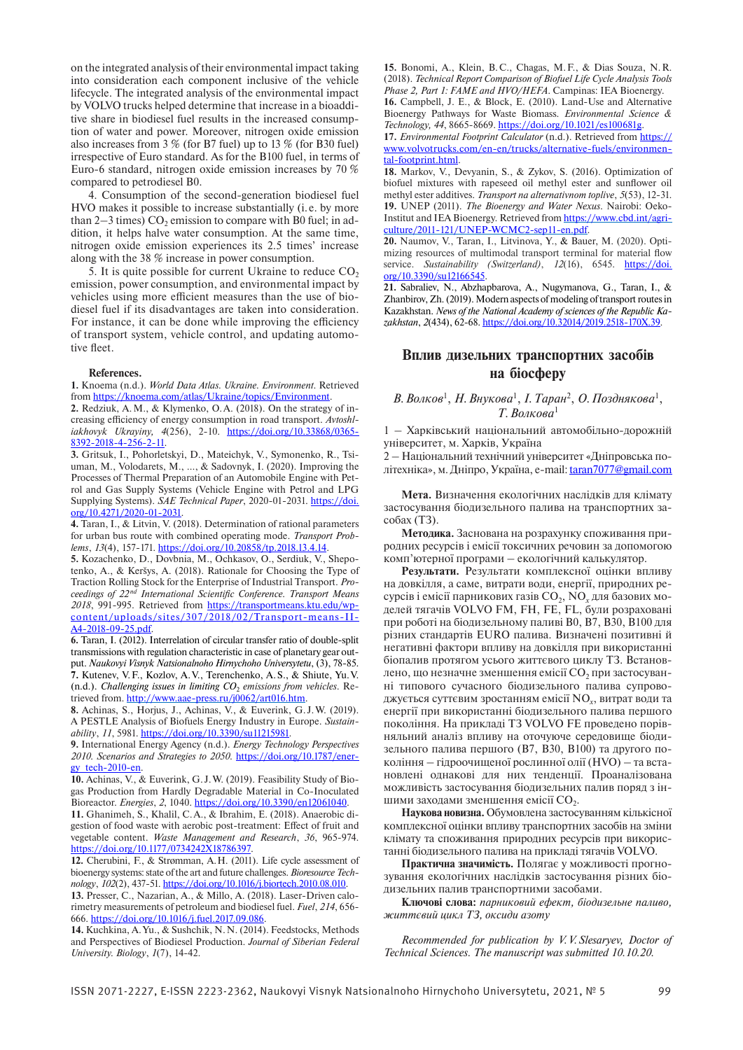on the integrated analysis of their environmental impact taking into consideration each component inclusive of the vehicle lifecycle. The integrated analysis of the environmental impact by VOLVO trucks helped determine that increase in a bioadditive share in biodiesel fuel results in the increased consumption of water and power. Moreover, nitrogen oxide emission also increases from 3 % (for B7 fuel) up to 13 % (for B30 fuel) irrespective of Euro standard. As for the B100 fuel, in terms of Euro-6 standard, nitrogen oxide emission increases by 70 % compared to petrodiesel B0.

4. Consumption of the second-generation biodiesel fuel HVO makes it possible to increase substantially (i.e. by more than 2–3 times) $CO_2$ emission to compare with B0 fuel; in addition, it helps halve water consumption. At the same time, nitrogen oxide emission experiences its 2.5 times' increase along with the 38 % increase in power consumption.

5. It is quite possible for current Ukraine to reduce $CO_2$ emission, power consumption, and environmental impact by vehicles using more efficient measures than the use of biodiesel fuel if its disadvantages are taken into consideration. For instance, it can be done while improving the efficiency of transport system, vehicle control, and updating automotive fleet.

**References.**

**1.** Knoema (n.d.). *World Data Atlas. Ukraine. Environment*. Retrieved from https://knoema.com/atlas/Ukraine/topics/Environment.

**2.** Redziuk, A. M., & Klymenko, O. A. (2018). On the strategy of increasing efficiency of energy consumption in road transport. *Avtoshliakhovyk Ukrayiny, 4*(256), 2-10. https://doi.org/10.33868/0365-8392-2018-4-256-2-11.

**3.** Gritsuk, I., Pohorletskyi, D., Mateichyk, V., Symonenko, R., Tsiuman, M., Volodarets, M., ..., & Sadovnyk, I. (2020). Improving the Processes of Thermal Preparation of an Automobile Engine with Petrol and Gas Supply Systems (Vehicle Engine with Petrol and LPG Supplying Systems). *SAE Technical Paper*, 2020-01-2031. https://doi.org/10.4271/2020-01-2031.

**4.** Taran, I., & Litvin, V. (2018). Determination of rational parameters for urban bus route with combined operating mode. *Transport Problems*, *13*(4), 157-171. https://doi.org/10.20858/tp.2018.13.4.14.

**5.** Kozachenko, D., Dovbnia, M., Ochkasov, O., Serdiuk, V., Shepotenko, A., & Keršys, A. (2018). Rationale for Choosing the Type of Traction Rolling Stock for the Enterprise of Industrial Transport. *Proceedings of 22nd International Scientific Conference. Transport Means 2018*, 991-995. Retrieved from https://transportmeans.ktu.edu/wp-content/uploads/sites/307/2018/02/Transport-means-II-A4-2018-09-25.pdf.

**6.** Taran, I. (2012). Interrelation of circular transfer ratio of double-split transmissions with regulation characteristic in case of planetary gear output. *Naukovyi Visnyk Natsionalnoho Hirnychoho Universytetu*, (3), 78-85.

**7.** Kutenev, V. F., Kozlov, A. V., Terenchenko, A. S., & Shiute, Yu. V. (n.d.). *Challenging issues in limiting $CO_2$ emissions from vehicles*. Retrieved from. http://www.aae-press.ru/j0062/art016.htm.

**8.** Achinas, S., Horjus, J., Achinas, V., & Euverink, G. J. W. (2019). A PESTLE Analysis of Biofuels Energy Industry in Europe. *Sustainability*, *11*, 5981. https://doi.org/10.3390/su11215981.

**9.** International Energy Agency (n.d.). *Energy Technology Perspectives 2010. Scenarios and Strategies to 2050*. https://doi.org/10.1787/energy_tech-2010-en.

**10.** Achinas, V., & Euverink, G. J. W. (2019). Feasibility Study of Biogas Production from Hardly Degradable Material in Co-Inoculated Bioreactor. *Energies*, *2*, 1040. https://doi.org/10.3390/en12061040.

**11.** Ghanimeh, S., Khalil, C. A., & Ibrahim, E. (2018). Anaerobic digestion of food waste with aerobic post-treatment: Effect of fruit and vegetable content. *Waste Management and Research*, *36*, 965-974. https://doi.org/10.1177/0734242X18786397.

**12.** Cherubini, F., & Strømman, A. H. (2011). Life cycle assessment of bioenergy systems: state of the art and future challenges. *Bioresource Technology*, *102*(2), 437-51. https://doi.org/10.1016/j.biortech.2010.08.010.

**13.** Presser, C., Nazarian, A., & Millo, A. (2018). Laser-Driven calorimetry measurements of petroleum and biodiesel fuel. *Fuel*, *214*, 656-666. https://doi.org/10.1016/j.fuel.2017.09.086.

**14.** Kuchkina, A. Yu., & Sushchik, N. N. (2014). Feedstocks, Methods and Perspectives of Biodiesel Production. *Journal of Siberian Federal University. Biology*, *1*(7), 14-42.

**15.** Bonomi, A., Klein, B. C., Chagas, M. F., & Dias Souza, N. R. (2018). *Technical Report Comparison of Biofuel Life Cycle Analysis Tools Phase 2, Part 1: FAME and HVO/HEFA*. Campinas: IEA Bioenergy.

**16.** Campbell, J. E., & Block, E. (2010). Land-Use and Alternative Bioenergy Pathways for Waste Biomass. *Environmental Science & Technology, 44*, 8665-8669. https://doi.org/10.1021/es100681g.

**17.** *Environmental Footprint Calculator* (n.d.). Retrieved from https://www.volvotrucks.com/en-en/trucks/alternative-fuels/environmental-footprint.html.

**18.** Markov, V., Devyanin, S., & Zykov, S. (2016). Optimization of biofuel mixtures with rapeseed oil methyl ester and sunflower oil methyl ester additives. *Transport na alternativnom toplive*, *5*(53), 12-31.

**19.** UNEP (2011). *The Bioenergy and Water Nexus*. Nairobi: Oeko-Institut and IEA Bioenergy. Retrieved from https://www.cbd.int/agriculture/2011-121/UNEP-WCMC2-sep11-en.pdf.

**20.** Naumov, V., Taran, I., Litvinova, Y., & Bauer, M. (2020). Optimizing resources of multimodal transport terminal for material flow service. *Sustainability (Switzerland)*, *12*(16), 6545. https://doi.org/10.3390/su12166545.

**21.** Sabraliev, N., Abzhapbarova, A., Nugymanova, G., Taran, I., & Zhanbirov, Zh. (2019). Modern aspects of modeling of transport routes in Kazakhstan. *News of the National Academy of sciences of the Republic Kazakhstan*, *2*(434), 62-68. https://doi.org/10.32014/2019.2518-170X.39.

## Вплив дизельних транспортних засобів на біосферу

*В. Волков*[1], *Н. Внукова*[1], *І. Таран*[2], *О. Позднякова*[1], *Т. Волкова*[1]

1 – Харківський національний автомобільно-дорожній університет, м. Харків, Україна

2 – Національний технічний університет «Дніпровська політехніка», м. Дніпро, Україна, e-mail: taran7077@gmail.com

**Мета.** Визначення екологічних наслідків для клімату застосування біодизельного палива на транспортних засобах (ТЗ).

**Методика.** Заснована на розрахунку споживання природних ресурсів і емісії токсичних речовин за допомогою комп'ютерної програми – екологічний калькулятор.

**Результати.** Результати комплексної оцінки впливу на довкілля, а саме, витрати води, енергії, природних ресурсів і емісії парникових газів $CO_2$, $NO_x$ для базових моделей тягачів VOLVO FM, FH, FE, FL, були розраховані при роботі на біодизельному паливі B0, B7, B30, B100 для різних стандартів EURO палива. Визначені позитивні й негативні фактори впливу на довкілля при використанні біопалив протягом усього життєвого циклу ТЗ. Встановлено, що незначне зменшення емісії $CO_2$ при застосуванні типового сучасного біодизельного палива супроводжується суттєвим зростанням емісії $NO_x$, витрат води та енергії при використанні біодизельного палива першого покоління. На прикладі ТЗ VOLVO FE проведено порівняльний аналіз впливу на оточуюче середовище біодизельного палива першого (B7, B30, B100) та другого покоління – гідроочищеної рослинної олії (HVO) – та встановлені однакові для них тенденції. Проаналізована можливість застосування біодизельних палив поряд з іншими заходами зменшення емісії $CO_2$.

**Наукова новизна.** Обумовлена застосуванням кількісної комплексної оцінки впливу транспортних засобів на зміни клімату та споживання природних ресурсів при використанні біодизельного палива на прикладі тягачів VOLVO.

**Практична значимість.** Полягає у можливості прогнозування екологічних наслідків застосування різних біодизельних палив транспортними засобами.

**Ключові слова:** *парниковий ефект, біодизельне паливо, життєвий цикл ТЗ, оксиди азоту*

*Recommended for publication by V. V. Slesaryev, Doctor of Technical Sciences. The manuscript was submitted 10.10.20.*